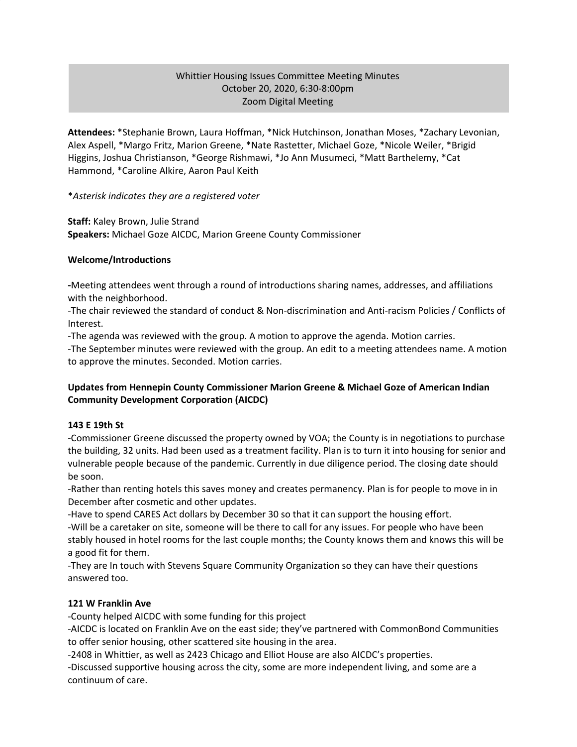# Whittier Housing Issues Committee Meeting Minutes
October 20, 2020, 6:30-8:00pm
Zoom Digital Meeting

**Attendees:** *Stephanie Brown, Laura Hoffman, *Nick Hutchinson, Jonathan Moses, *Zachary Levonian, Alex Aspell, *Margo Fritz, Marion Greene, *Nate Rastetter, Michael Goze, *Nicole Weiler, *Brigid Higgins, Joshua Christianson, *George Rishmawi, *Jo Ann Musumeci, *Matt Barthelemy, *Cat Hammond, *Caroline Alkire, Aaron Paul Keith

**Asterisk indicates they are a registered voter*

**Staff:** Kaley Brown, Julie Strand
**Speakers:** Michael Goze AICDC, Marion Greene County Commissioner

**Welcome/Introductions**

-Meeting attendees went through a round of introductions sharing names, addresses, and affiliations with the neighborhood.
-The chair reviewed the standard of conduct & Non-discrimination and Anti-racism Policies / Conflicts of Interest.
-The agenda was reviewed with the group. A motion to approve the agenda. Motion carries.
-The September minutes were reviewed with the group. An edit to a meeting attendees name. A motion to approve the minutes. Seconded. Motion carries.

**Updates from Hennepin County Commissioner Marion Greene & Michael Goze of American Indian Community Development Corporation (AICDC)**

**143 E 19th St**

-Commissioner Greene discussed the property owned by VOA; the County is in negotiations to purchase the building, 32 units. Had been used as a treatment facility. Plan is to turn it into housing for senior and vulnerable people because of the pandemic. Currently in due diligence period. The closing date should be soon.
-Rather than renting hotels this saves money and creates permanency. Plan is for people to move in in December after cosmetic and other updates.
-Have to spend CARES Act dollars by December 30 so that it can support the housing effort.
-Will be a caretaker on site, someone will be there to call for any issues. For people who have been stably housed in hotel rooms for the last couple months; the County knows them and knows this will be a good fit for them.
-They are In touch with Stevens Square Community Organization so they can have their questions answered too.

**121 W Franklin Ave**

-County helped AICDC with some funding for this project
-AICDC is located on Franklin Ave on the east side; they've partnered with CommonBond Communities to offer senior housing, other scattered site housing in the area.
-2408 in Whittier, as well as 2423 Chicago and Elliot House are also AICDC's properties.
-Discussed supportive housing across the city, some are more independent living, and some are a continuum of care.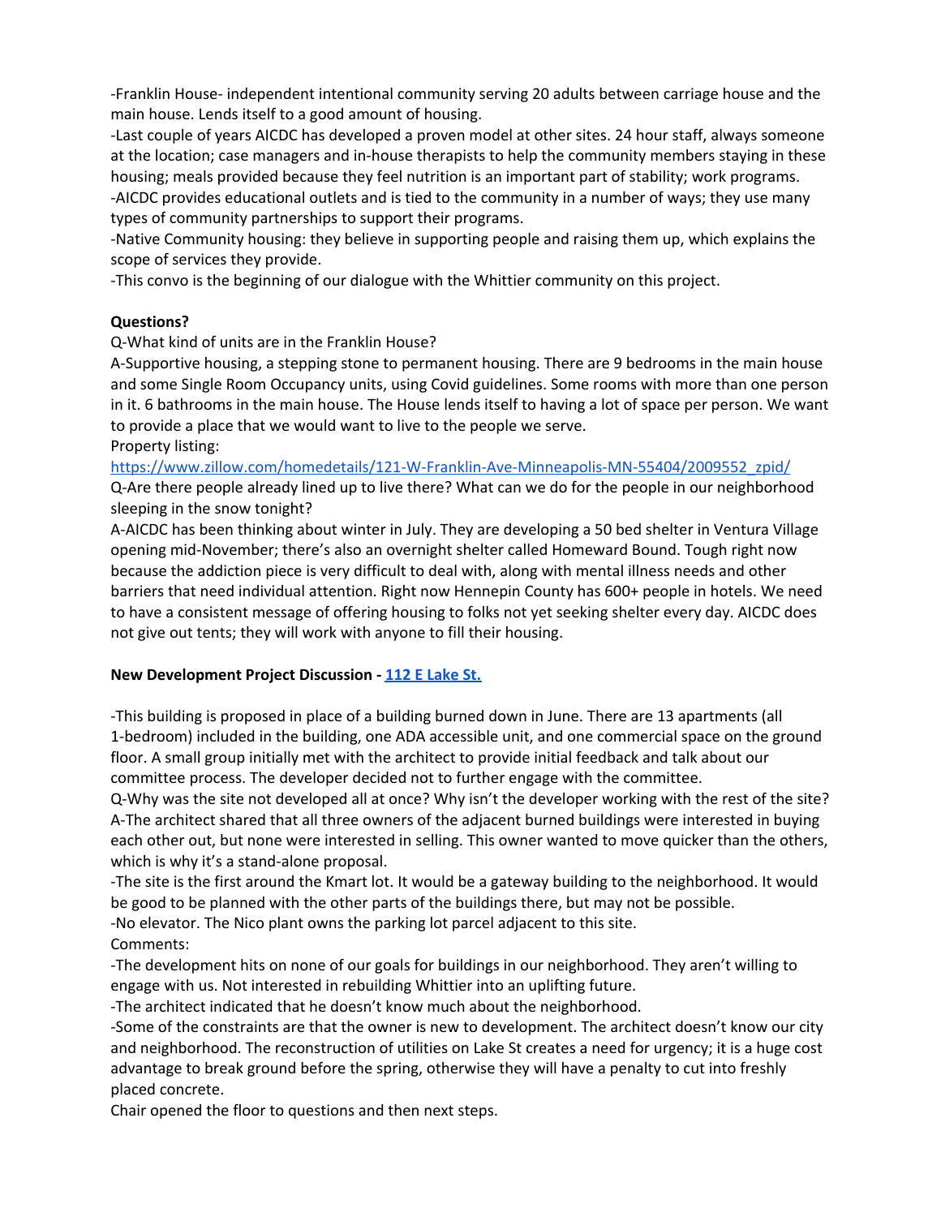-Franklin House- independent intentional community serving 20 adults between carriage house and the main house. Lends itself to a good amount of housing.
-Last couple of years AICDC has developed a proven model at other sites. 24 hour staff, always someone at the location; case managers and in-house therapists to help the community members staying in these housing; meals provided because they feel nutrition is an important part of stability; work programs.
-AICDC provides educational outlets and is tied to the community in a number of ways; they use many types of community partnerships to support their programs.
-Native Community housing: they believe in supporting people and raising them up, which explains the scope of services they provide.
-This convo is the beginning of our dialogue with the Whittier community on this project.

**Questions?**

Q-What kind of units are in the Franklin House?
A-Supportive housing, a stepping stone to permanent housing. There are 9 bedrooms in the main house and some Single Room Occupancy units, using Covid guidelines. Some rooms with more than one person in it. 6 bathrooms in the main house. The House lends itself to having a lot of space per person. We want to provide a place that we would want to live to the people we serve.
Property listing:
[https://www.zillow.com/homedetails/121-W-Franklin-Ave-Minneapolis-MN-55404/2009552_zpid/](https://www.zillow.com/homedetails/121-W-Franklin-Ave-Minneapolis-MN-55404/2009552_zpid/)
Q-Are there people already lined up to live there? What can we do for the people in our neighborhood sleeping in the snow tonight?
A-AICDC has been thinking about winter in July. They are developing a 50 bed shelter in Ventura Village opening mid-November; there's also an overnight shelter called Homeward Bound. Tough right now because the addiction piece is very difficult to deal with, along with mental illness needs and other barriers that need individual attention. Right now Hennepin County has 600+ people in hotels. We need to have a consistent message of offering housing to folks not yet seeking shelter every day. AICDC does not give out tents; they will work with anyone to fill their housing.

**New Development Project Discussion - [112 E Lake St.]()**

-This building is proposed in place of a building burned down in June. There are 13 apartments (all 1-bedroom) included in the building, one ADA accessible unit, and one commercial space on the ground floor. A small group initially met with the architect to provide initial feedback and talk about our committee process. The developer decided not to further engage with the committee.
Q-Why was the site not developed all at once? Why isn't the developer working with the rest of the site?
A-The architect shared that all three owners of the adjacent burned buildings were interested in buying each other out, but none were interested in selling. This owner wanted to move quicker than the others, which is why it's a stand-alone proposal.
-The site is the first around the Kmart lot. It would be a gateway building to the neighborhood. It would be good to be planned with the other parts of the buildings there, but may not be possible.
-No elevator. The Nico plant owns the parking lot parcel adjacent to this site.
Comments:
-The development hits on none of our goals for buildings in our neighborhood. They aren't willing to engage with us. Not interested in rebuilding Whittier into an uplifting future.
-The architect indicated that he doesn't know much about the neighborhood.
-Some of the constraints are that the owner is new to development. The architect doesn't know our city and neighborhood. The reconstruction of utilities on Lake St creates a need for urgency; it is a huge cost advantage to break ground before the spring, otherwise they will have a penalty to cut into freshly placed concrete.
Chair opened the floor to questions and then next steps.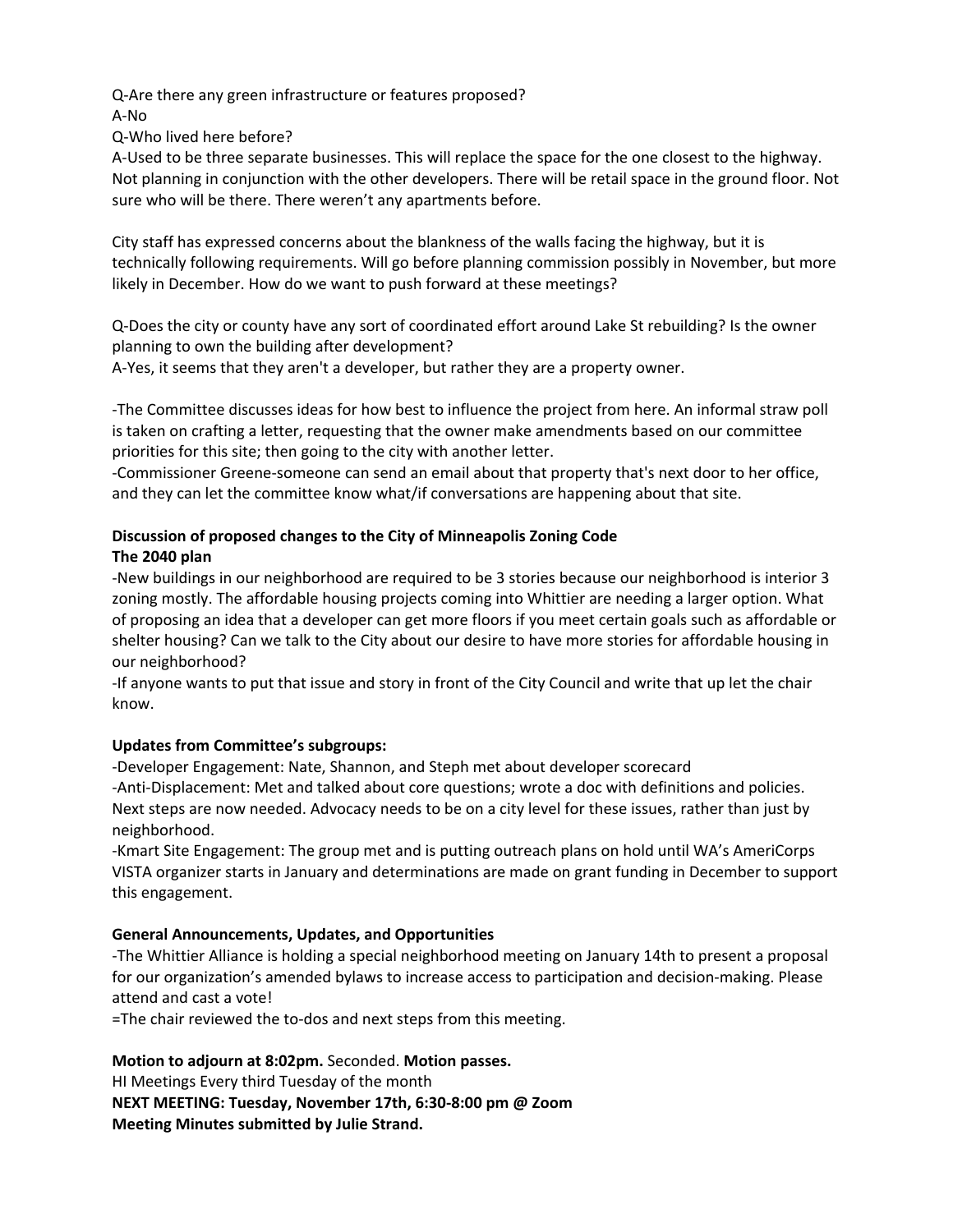Q-Are there any green infrastructure or features proposed?
A-No
Q-Who lived here before?
A-Used to be three separate businesses. This will replace the space for the one closest to the highway. Not planning in conjunction with the other developers. There will be retail space in the ground floor. Not sure who will be there. There weren't any apartments before.

City staff has expressed concerns about the blankness of the walls facing the highway, but it is technically following requirements. Will go before planning commission possibly in November, but more likely in December. How do we want to push forward at these meetings?

Q-Does the city or county have any sort of coordinated effort around Lake St rebuilding? Is the owner planning to own the building after development?
A-Yes, it seems that they aren't a developer, but rather they are a property owner.

-The Committee discusses ideas for how best to influence the project from here. An informal straw poll is taken on crafting a letter, requesting that the owner make amendments based on our committee priorities for this site; then going to the city with another letter.
-Commissioner Greene-someone can send an email about that property that's next door to her office, and they can let the committee know what/if conversations are happening about that site.

**Discussion of proposed changes to the City of Minneapolis Zoning Code**
**The 2040 plan**
-New buildings in our neighborhood are required to be 3 stories because our neighborhood is interior 3 zoning mostly. The affordable housing projects coming into Whittier are needing a larger option. What of proposing an idea that a developer can get more floors if you meet certain goals such as affordable or shelter housing? Can we talk to the City about our desire to have more stories for affordable housing in our neighborhood?
-If anyone wants to put that issue and story in front of the City Council and write that up let the chair know.

**Updates from Committee's subgroups:**
-Developer Engagement: Nate, Shannon, and Steph met about developer scorecard
-Anti-Displacement: Met and talked about core questions; wrote a doc with definitions and policies. Next steps are now needed. Advocacy needs to be on a city level for these issues, rather than just by neighborhood.
-Kmart Site Engagement: The group met and is putting outreach plans on hold until WA's AmeriCorps VISTA organizer starts in January and determinations are made on grant funding in December to support this engagement.

**General Announcements, Updates, and Opportunities**
-The Whittier Alliance is holding a special neighborhood meeting on January 14th to present a proposal for our organization's amended bylaws to increase access to participation and decision-making. Please attend and cast a vote!
=The chair reviewed the to-dos and next steps from this meeting.

**Motion to adjourn at 8:02pm.** Seconded. **Motion passes.**
HI Meetings Every third Tuesday of the month
**NEXT MEETING: Tuesday, November 17th, 6:30-8:00 pm @ Zoom**
**Meeting Minutes submitted by Julie Strand.**